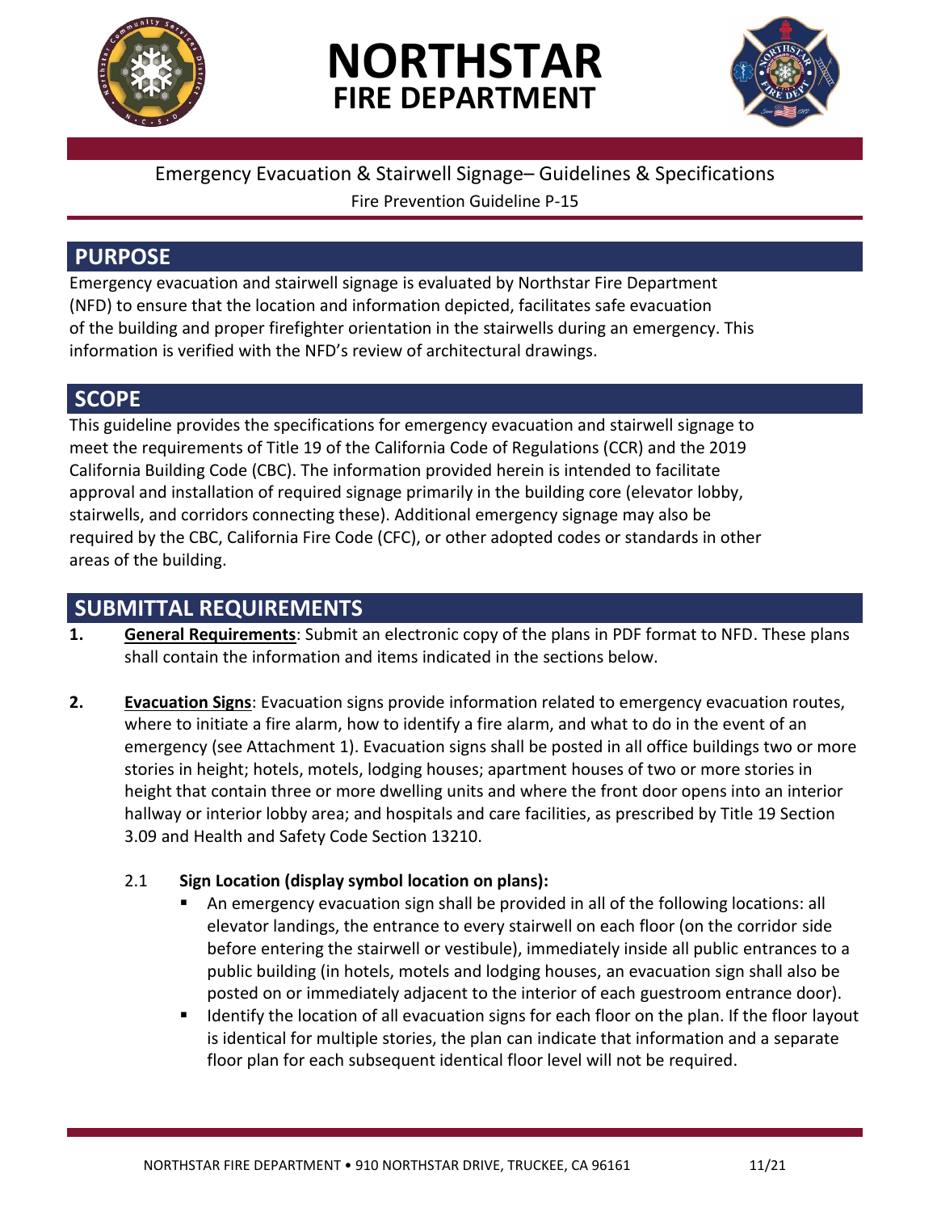# NORTHSTAR FIRE DEPARTMENT

Emergency Evacuation & Stairwell Signage– Guidelines & Specifications

Fire Prevention Guideline P-15

## PURPOSE

Emergency evacuation and stairwell signage is evaluated by Northstar Fire Department (NFD) to ensure that the location and information depicted, facilitates safe evacuation of the building and proper firefighter orientation in the stairwells during an emergency. This information is verified with the NFD's review of architectural drawings.

## SCOPE

This guideline provides the specifications for emergency evacuation and stairwell signage to meet the requirements of Title 19 of the California Code of Regulations (CCR) and the 2019 California Building Code (CBC). The information provided herein is intended to facilitate approval and installation of required signage primarily in the building core (elevator lobby, stairwells, and corridors connecting these). Additional emergency signage may also be required by the CBC, California Fire Code (CFC), or other adopted codes or standards in other areas of the building.

## SUBMITTAL REQUIREMENTS

1. **General Requirements**: Submit an electronic copy of the plans in PDF format to NFD. These plans shall contain the information and items indicated in the sections below.

2. **Evacuation Signs**: Evacuation signs provide information related to emergency evacuation routes, where to initiate a fire alarm, how to identify a fire alarm, and what to do in the event of an emergency (see Attachment 1). Evacuation signs shall be posted in all office buildings two or more stories in height; hotels, motels, lodging houses; apartment houses of two or more stories in height that contain three or more dwelling units and where the front door opens into an interior hallway or interior lobby area; and hospitals and care facilities, as prescribed by Title 19 Section 3.09 and Health and Safety Code Section 13210.

   2.1 **Sign Location (display symbol location on plans):**
   - An emergency evacuation sign shall be provided in all of the following locations: all elevator landings, the entrance to every stairwell on each floor (on the corridor side before entering the stairwell or vestibule), immediately inside all public entrances to a public building (in hotels, motels and lodging houses, an evacuation sign shall also be posted on or immediately adjacent to the interior of each guestroom entrance door).
   - Identify the location of all evacuation signs for each floor on the plan. If the floor layout is identical for multiple stories, the plan can indicate that information and a separate floor plan for each subsequent identical floor level will not be required.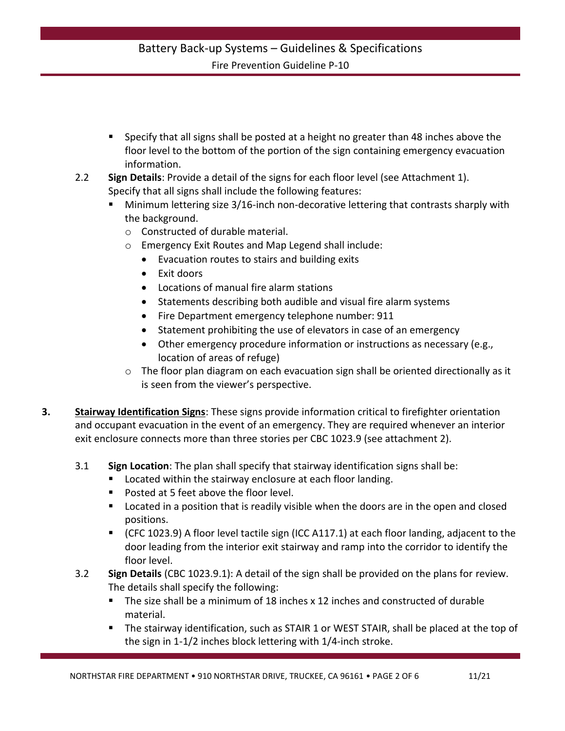- Specify that all signs shall be posted at a height no greater than 48 inches above the floor level to the bottom of the portion of the sign containing emergency evacuation information.

2.2 **Sign Details**: Provide a detail of the signs for each floor level (see Attachment 1). Specify that all signs shall include the following features:

- Minimum lettering size 3/16-inch non-decorative lettering that contrasts sharply with the background.
  - Constructed of durable material.
  - Emergency Exit Routes and Map Legend shall include:
    - Evacuation routes to stairs and building exits
    - Exit doors
    - Locations of manual fire alarm stations
    - Statements describing both audible and visual fire alarm systems
    - Fire Department emergency telephone number: 911
    - Statement prohibiting the use of elevators in case of an emergency
    - Other emergency procedure information or instructions as necessary (e.g., location of areas of refuge)
  - The floor plan diagram on each evacuation sign shall be oriented directionally as it is seen from the viewer's perspective.

**3. <u>Stairway Identification Signs</u>**: These signs provide information critical to firefighter orientation and occupant evacuation in the event of an emergency. They are required whenever an interior exit enclosure connects more than three stories per CBC 1023.9 (see attachment 2).

3.1 **Sign Location**: The plan shall specify that stairway identification signs shall be:

- Located within the stairway enclosure at each floor landing.
- Posted at 5 feet above the floor level.
- Located in a position that is readily visible when the doors are in the open and closed positions.
- (CFC 1023.9) A floor level tactile sign (ICC A117.1) at each floor landing, adjacent to the door leading from the interior exit stairway and ramp into the corridor to identify the floor level.

3.2 **Sign Details** (CBC 1023.9.1): A detail of the sign shall be provided on the plans for review. The details shall specify the following:

- The size shall be a minimum of 18 inches x 12 inches and constructed of durable material.
- The stairway identification, such as STAIR 1 or WEST STAIR, shall be placed at the top of the sign in 1-1/2 inches block lettering with 1/4-inch stroke.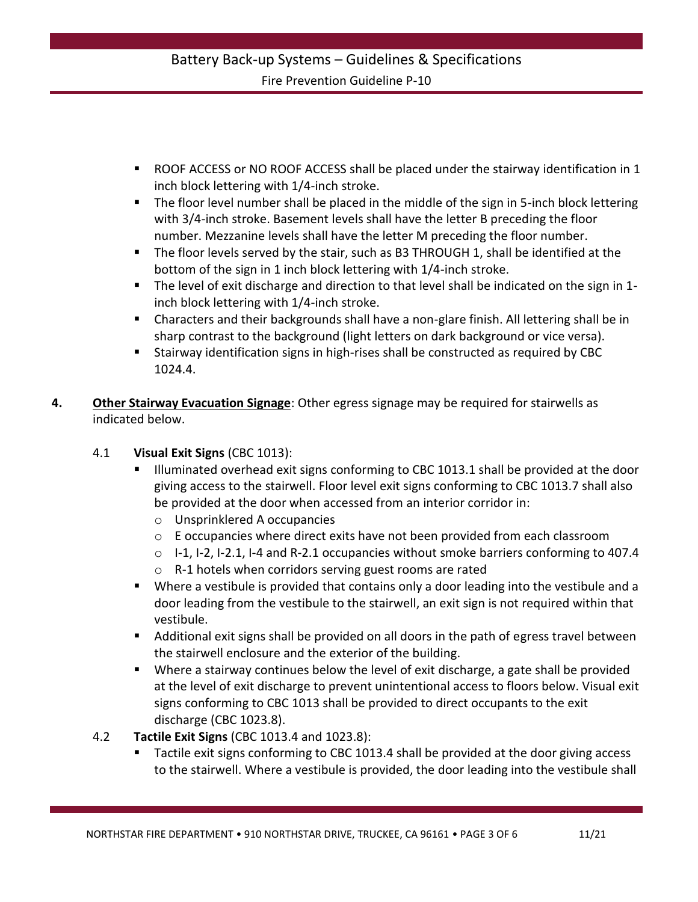- ROOF ACCESS or NO ROOF ACCESS shall be placed under the stairway identification in 1 inch block lettering with 1/4-inch stroke.
- The floor level number shall be placed in the middle of the sign in 5-inch block lettering with 3/4-inch stroke. Basement levels shall have the letter B preceding the floor number. Mezzanine levels shall have the letter M preceding the floor number.
- The floor levels served by the stair, such as B3 THROUGH 1, shall be identified at the bottom of the sign in 1 inch block lettering with 1/4-inch stroke.
- The level of exit discharge and direction to that level shall be indicated on the sign in 1-inch block lettering with 1/4-inch stroke.
- Characters and their backgrounds shall have a non-glare finish. All lettering shall be in sharp contrast to the background (light letters on dark background or vice versa).
- Stairway identification signs in high-rises shall be constructed as required by CBC 1024.4.

**4. <u>Other Stairway Evacuation Signage</u>**: Other egress signage may be required for stairwells as indicated below.

4.1 **Visual Exit Signs** (CBC 1013):

- Illuminated overhead exit signs conforming to CBC 1013.1 shall be provided at the door giving access to the stairwell. Floor level exit signs conforming to CBC 1013.7 shall also be provided at the door when accessed from an interior corridor in:
  - Unsprinklered A occupancies
  - E occupancies where direct exits have not been provided from each classroom
  - I-1, I-2, I-2.1, I-4 and R-2.1 occupancies without smoke barriers conforming to 407.4
  - R-1 hotels when corridors serving guest rooms are rated
- Where a vestibule is provided that contains only a door leading into the vestibule and a door leading from the vestibule to the stairwell, an exit sign is not required within that vestibule.
- Additional exit signs shall be provided on all doors in the path of egress travel between the stairwell enclosure and the exterior of the building.
- Where a stairway continues below the level of exit discharge, a gate shall be provided at the level of exit discharge to prevent unintentional access to floors below. Visual exit signs conforming to CBC 1013 shall be provided to direct occupants to the exit discharge (CBC 1023.8).

4.2 **Tactile Exit Signs** (CBC 1013.4 and 1023.8):

- Tactile exit signs conforming to CBC 1013.4 shall be provided at the door giving access to the stairwell. Where a vestibule is provided, the door leading into the vestibule shall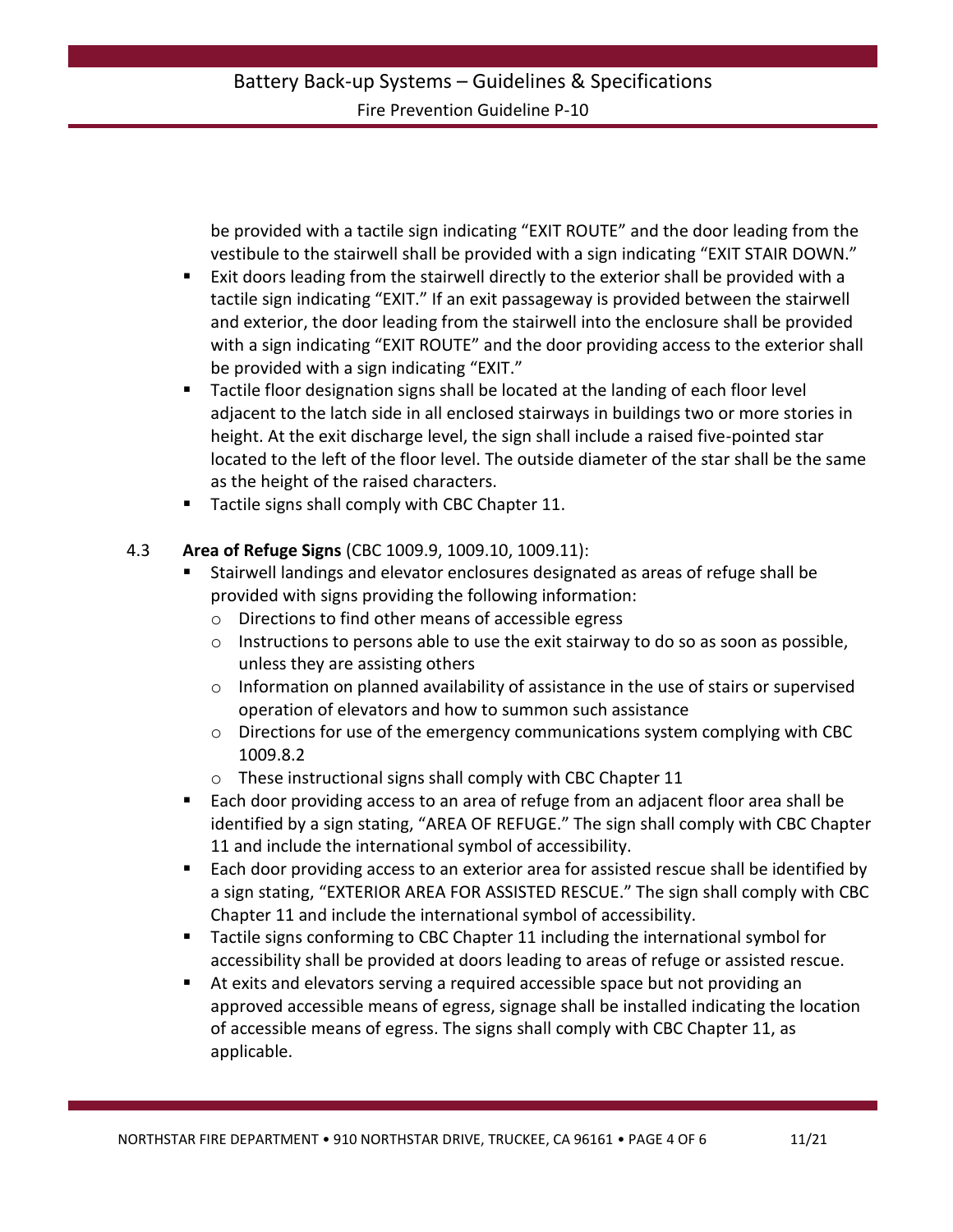be provided with a tactile sign indicating "EXIT ROUTE" and the door leading from the vestibule to the stairwell shall be provided with a sign indicating "EXIT STAIR DOWN."

- Exit doors leading from the stairwell directly to the exterior shall be provided with a tactile sign indicating "EXIT." If an exit passageway is provided between the stairwell and exterior, the door leading from the stairwell into the enclosure shall be provided with a sign indicating "EXIT ROUTE" and the door providing access to the exterior shall be provided with a sign indicating "EXIT."
- Tactile floor designation signs shall be located at the landing of each floor level adjacent to the latch side in all enclosed stairways in buildings two or more stories in height. At the exit discharge level, the sign shall include a raised five-pointed star located to the left of the floor level. The outside diameter of the star shall be the same as the height of the raised characters.
- Tactile signs shall comply with CBC Chapter 11.

4.3 **Area of Refuge Signs** (CBC 1009.9, 1009.10, 1009.11):

- Stairwell landings and elevator enclosures designated as areas of refuge shall be provided with signs providing the following information:
  - Directions to find other means of accessible egress
  - Instructions to persons able to use the exit stairway to do so as soon as possible, unless they are assisting others
  - Information on planned availability of assistance in the use of stairs or supervised operation of elevators and how to summon such assistance
  - Directions for use of the emergency communications system complying with CBC 1009.8.2
  - These instructional signs shall comply with CBC Chapter 11
- Each door providing access to an area of refuge from an adjacent floor area shall be identified by a sign stating, "AREA OF REFUGE." The sign shall comply with CBC Chapter 11 and include the international symbol of accessibility.
- Each door providing access to an exterior area for assisted rescue shall be identified by a sign stating, "EXTERIOR AREA FOR ASSISTED RESCUE." The sign shall comply with CBC Chapter 11 and include the international symbol of accessibility.
- Tactile signs conforming to CBC Chapter 11 including the international symbol for accessibility shall be provided at doors leading to areas of refuge or assisted rescue.
- At exits and elevators serving a required accessible space but not providing an approved accessible means of egress, signage shall be installed indicating the location of accessible means of egress. The signs shall comply with CBC Chapter 11, as applicable.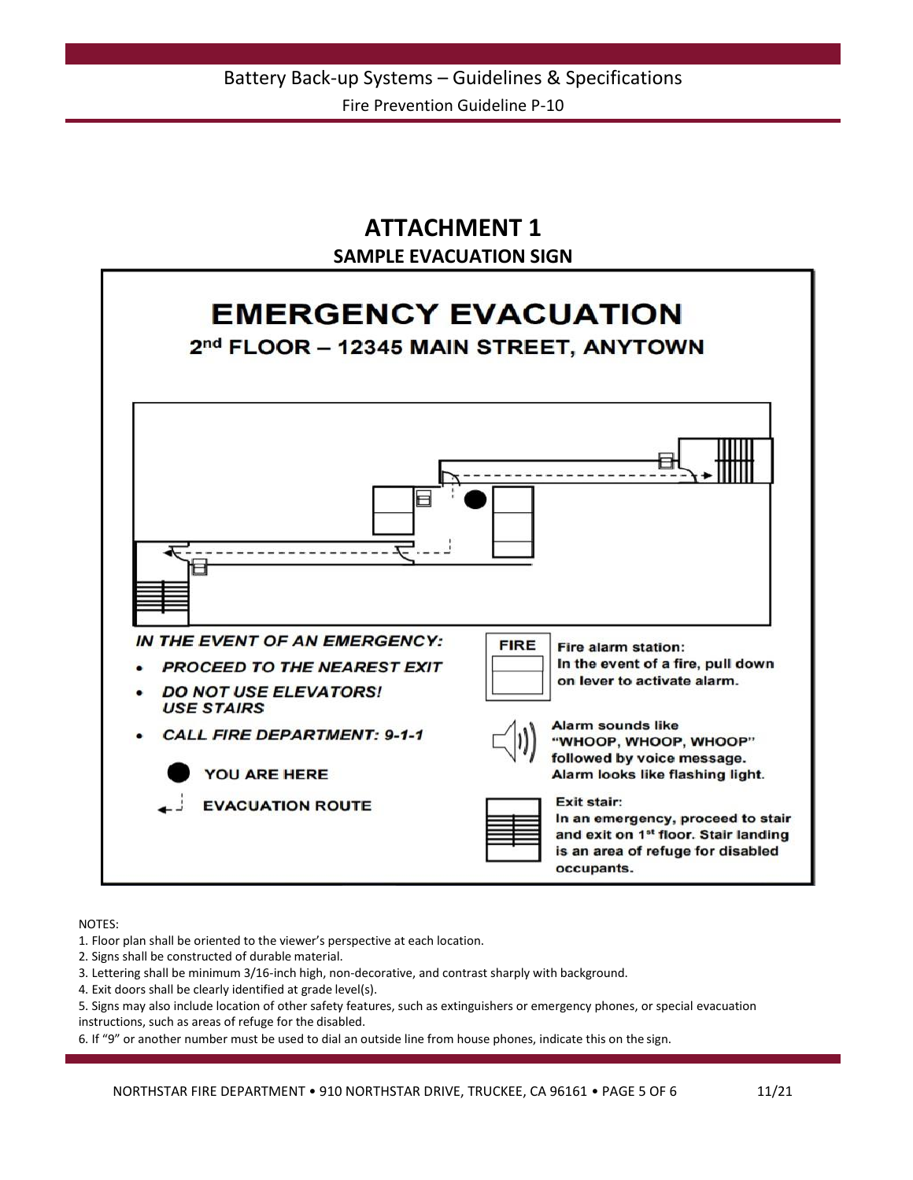# ATTACHMENT 1

## SAMPLE EVACUATION SIGN

**EMERGENCY EVACUATION**

**2nd FLOOR – 12345 MAIN STREET, ANYTOWN**

***IN THE EVENT OF AN EMERGENCY:***

- ***PROCEED TO THE NEAREST EXIT***
- ***DO NOT USE ELEVATORS! USE STAIRS***
- ***CALL FIRE DEPARTMENT: 9-1-1***

**YOU ARE HERE**

**EVACUATION ROUTE**

**FIRE** — **Fire alarm station:** In the event of a fire, pull down on lever to activate alarm.

**Alarm sounds like "WHOOP, WHOOP, WHOOP" followed by voice message. Alarm looks like flashing light.**

**Exit stair:** In an emergency, proceed to stair and exit on 1st floor. Stair landing is an area of refuge for disabled occupants.

NOTES:

1. Floor plan shall be oriented to the viewer's perspective at each location.
2. Signs shall be constructed of durable material.
3. Lettering shall be minimum 3/16-inch high, non-decorative, and contrast sharply with background.
4. Exit doors shall be clearly identified at grade level(s).
5. Signs may also include location of other safety features, such as extinguishers or emergency phones, or special evacuation instructions, such as areas of refuge for the disabled.
6. If "9" or another number must be used to dial an outside line from house phones, indicate this on the sign.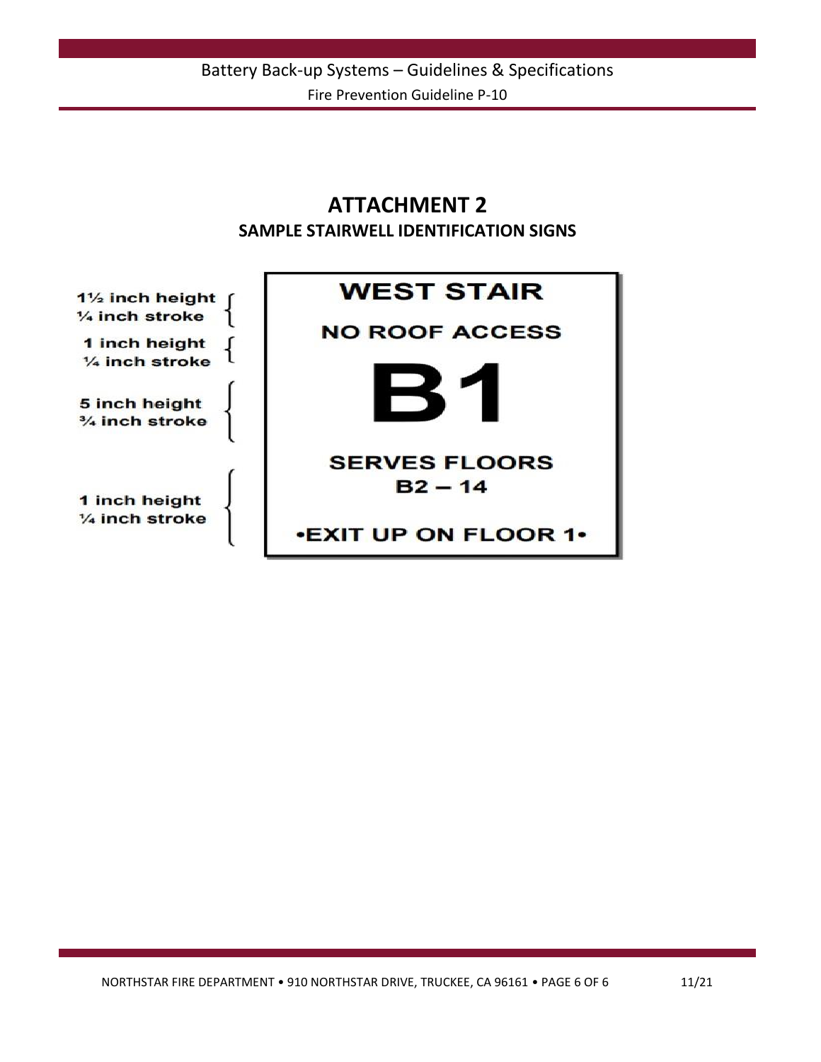## ATTACHMENT 2

### SAMPLE STAIRWELL IDENTIFICATION SIGNS

1½ inch height
¼ inch stroke

1 inch height
¼ inch stroke

5 inch height
¾ inch stroke

1 inch height
¼ inch stroke

WEST STAIR

NO ROOF ACCESS

B1

SERVES FLOORS
B2 – 14

•EXIT UP ON FLOOR 1•